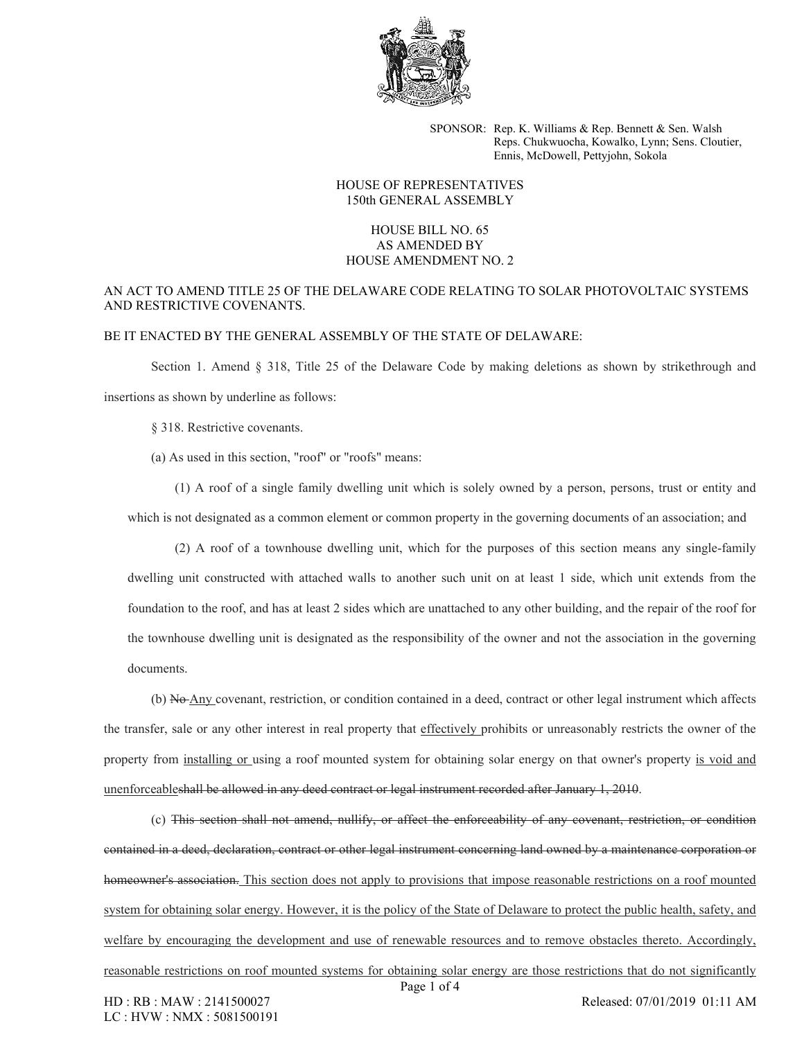SPONSOR: Rep. K. Williams & Rep. Bennett & Sen. Walsh
Reps. Chukwuocha, Kowalko, Lynn; Sens. Cloutier, Ennis, McDowell, Pettyjohn, Sokola

HOUSE OF REPRESENTATIVES
150th GENERAL ASSEMBLY

HOUSE BILL NO. 65
AS AMENDED BY
HOUSE AMENDMENT NO. 2

AN ACT TO AMEND TITLE 25 OF THE DELAWARE CODE RELATING TO SOLAR PHOTOVOLTAIC SYSTEMS AND RESTRICTIVE COVENANTS.

BE IT ENACTED BY THE GENERAL ASSEMBLY OF THE STATE OF DELAWARE:

Section 1. Amend § 318, Title 25 of the Delaware Code by making deletions as shown by strikethrough and insertions as shown by underline as follows:

§ 318. Restrictive covenants.

(a) As used in this section, "roof" or "roofs" means:

(1) A roof of a single family dwelling unit which is solely owned by a person, persons, trust or entity and which is not designated as a common element or common property in the governing documents of an association; and

(2) A roof of a townhouse dwelling unit, which for the purposes of this section means any single-family dwelling unit constructed with attached walls to another such unit on at least 1 side, which unit extends from the foundation to the roof, and has at least 2 sides which are unattached to any other building, and the repair of the roof for the townhouse dwelling unit is designated as the responsibility of the owner and not the association in the governing documents.

(b) ~~No~~ <u>Any</u> covenant, restriction, or condition contained in a deed, contract or other legal instrument which affects the transfer, sale or any other interest in real property that <u>effectively</u> prohibits or unreasonably restricts the owner of the property from <u>installing or</u> using a roof mounted system for obtaining solar energy on that owner's property <u>is void and unenforceable</u>~~shall be allowed in any deed contract or legal instrument recorded after January 1, 2010~~.

(c) ~~This section shall not amend, nullify, or affect the enforceability of any covenant, restriction, or condition contained in a deed, declaration, contract or other legal instrument concerning land owned by a maintenance corporation or homeowner's association.~~ <u>This section does not apply to provisions that impose reasonable restrictions on a roof mounted system for obtaining solar energy. However, it is the policy of the State of Delaware to protect the public health, safety, and welfare by encouraging the development and use of renewable resources and to remove obstacles thereto. Accordingly, reasonable restrictions on roof mounted systems for obtaining solar energy are those restrictions that do not significantly</u>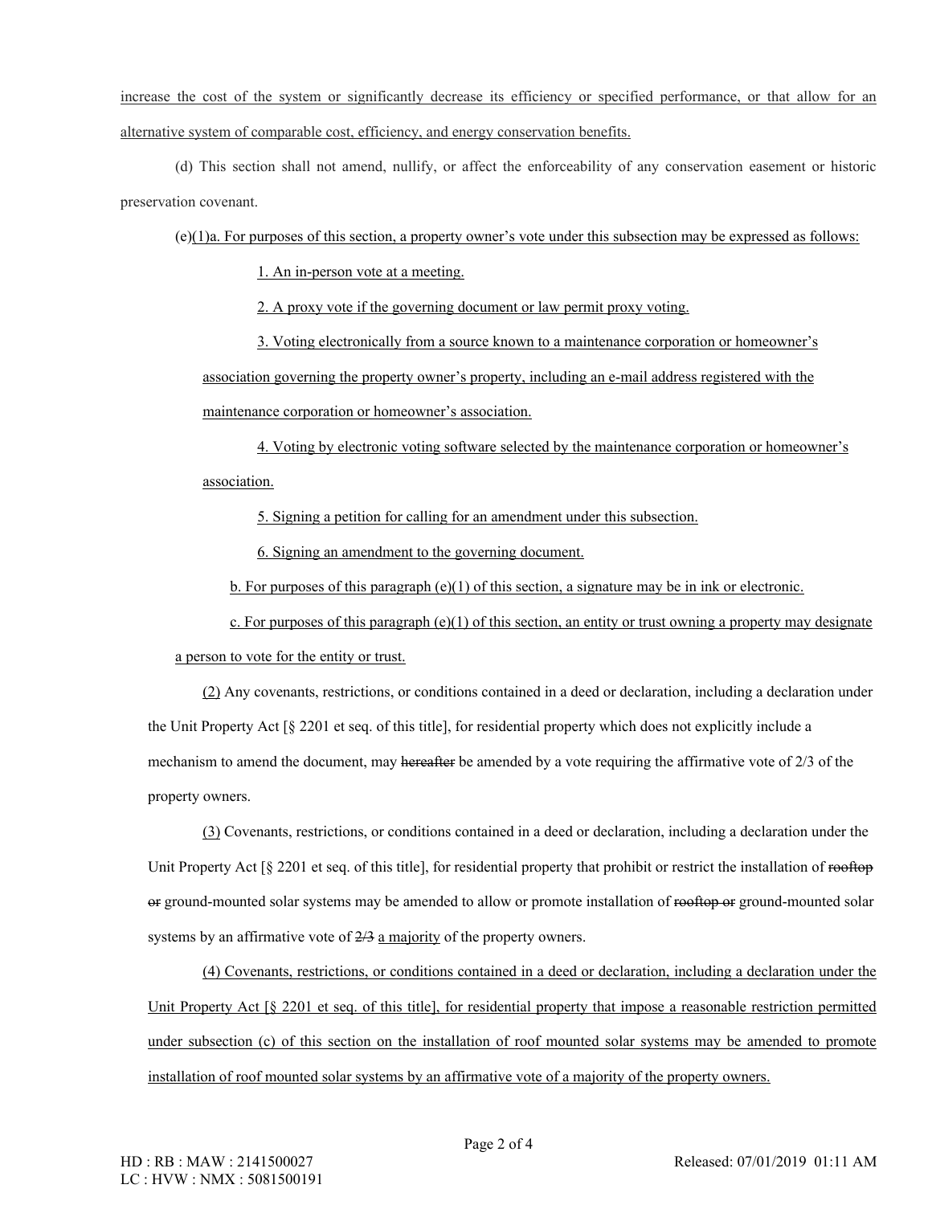increase the cost of the system or significantly decrease its efficiency or specified performance, or that allow for an alternative system of comparable cost, efficiency, and energy conservation benefits.

(d) This section shall not amend, nullify, or affect the enforceability of any conservation easement or historic preservation covenant.

(e)(1)a. For purposes of this section, a property owner's vote under this subsection may be expressed as follows:

1. An in-person vote at a meeting.

2. A proxy vote if the governing document or law permit proxy voting.

3. Voting electronically from a source known to a maintenance corporation or homeowner's association governing the property owner's property, including an e-mail address registered with the maintenance corporation or homeowner's association.

4. Voting by electronic voting software selected by the maintenance corporation or homeowner's association.

5. Signing a petition for calling for an amendment under this subsection.

6. Signing an amendment to the governing document.

b. For purposes of this paragraph (e)(1) of this section, a signature may be in ink or electronic.

c. For purposes of this paragraph (e)(1) of this section, an entity or trust owning a property may designate a person to vote for the entity or trust.

(2) Any covenants, restrictions, or conditions contained in a deed or declaration, including a declaration under the Unit Property Act [§ 2201 et seq. of this title], for residential property which does not explicitly include a mechanism to amend the document, may ~~hereafter~~ be amended by a vote requiring the affirmative vote of 2/3 of the property owners.

(3) Covenants, restrictions, or conditions contained in a deed or declaration, including a declaration under the Unit Property Act [§ 2201 et seq. of this title], for residential property that prohibit or restrict the installation of ~~rooftop or~~ ground-mounted solar systems may be amended to allow or promote installation of ~~rooftop or~~ ground-mounted solar systems by an affirmative vote of ~~2/3~~ a majority of the property owners.

(4) Covenants, restrictions, or conditions contained in a deed or declaration, including a declaration under the Unit Property Act [§ 2201 et seq. of this title], for residential property that impose a reasonable restriction permitted under subsection (c) of this section on the installation of roof mounted solar systems may be amended to promote installation of roof mounted solar systems by an affirmative vote of a majority of the property owners.

HD : RB : MAW : 2141500027
LC : HVW : NMX : 5081500191

Released: 07/01/2019 01:11 AM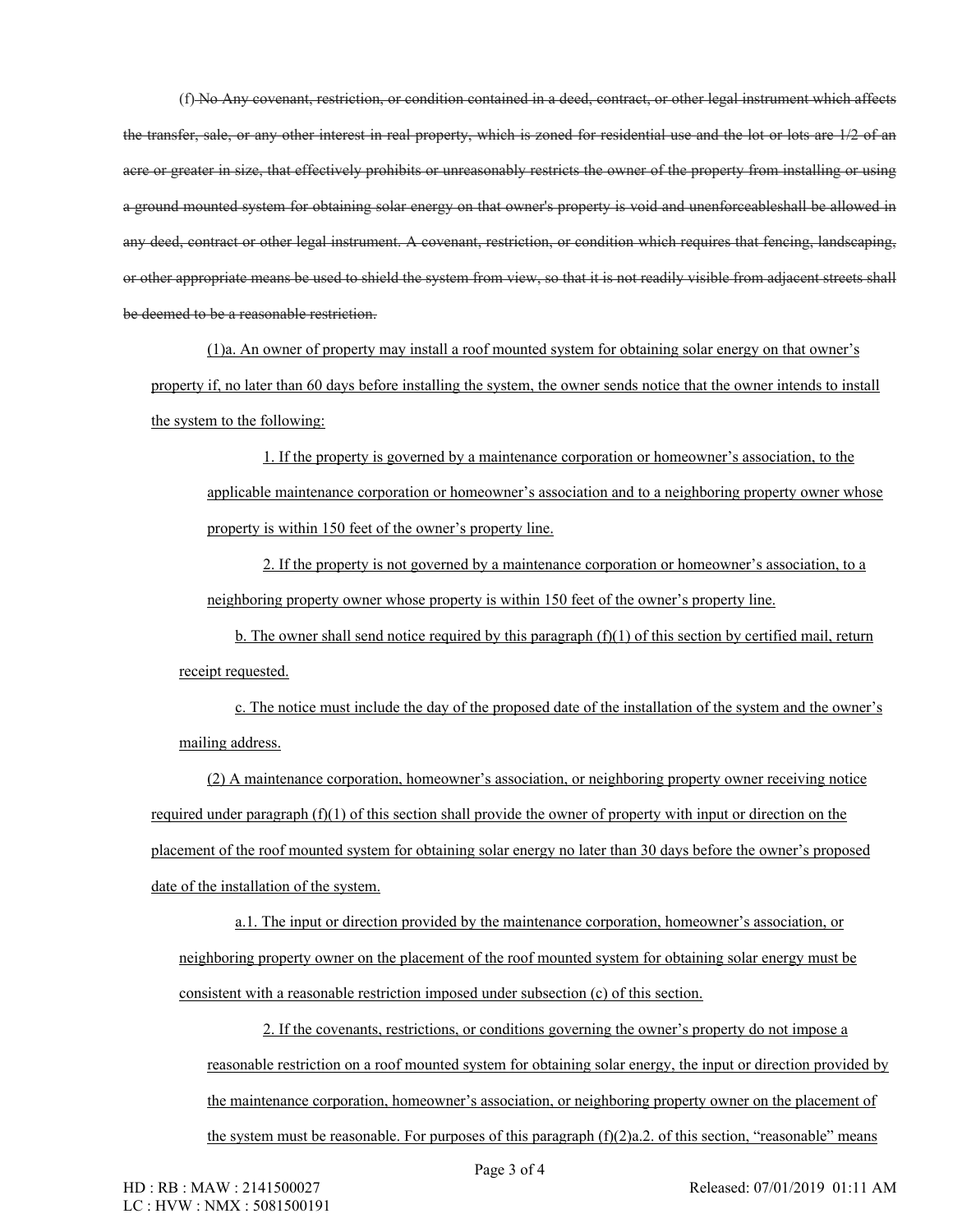(f) ~~No~~ ~~Any covenant, restriction, or condition contained in a deed, contract, or other legal instrument which affects the transfer, sale, or any other interest in real property, which is zoned for residential use and the lot or lots are 1/2 of an acre or greater in size, that effectively prohibits or unreasonably restricts the owner of the property from installing or using a ground mounted system for obtaining solar energy on that owner's property is void and unenforceableshall be allowed in any deed, contract or other legal instrument. A covenant, restriction, or condition which requires that fencing, landscaping, or other appropriate means be used to shield the system from view, so that it is not readily visible from adjacent streets shall be deemed to be a reasonable restriction.~~

(1)a. An owner of property may install a roof mounted system for obtaining solar energy on that owner's property if, no later than 60 days before installing the system, the owner sends notice that the owner intends to install the system to the following:

1. If the property is governed by a maintenance corporation or homeowner's association, to the applicable maintenance corporation or homeowner's association and to a neighboring property owner whose property is within 150 feet of the owner's property line.

2. If the property is not governed by a maintenance corporation or homeowner's association, to a neighboring property owner whose property is within 150 feet of the owner's property line.

b. The owner shall send notice required by this paragraph (f)(1) of this section by certified mail, return receipt requested.

c. The notice must include the day of the proposed date of the installation of the system and the owner's mailing address.

(2) A maintenance corporation, homeowner's association, or neighboring property owner receiving notice required under paragraph (f)(1) of this section shall provide the owner of property with input or direction on the placement of the roof mounted system for obtaining solar energy no later than 30 days before the owner's proposed date of the installation of the system.

a.1. The input or direction provided by the maintenance corporation, homeowner's association, or neighboring property owner on the placement of the roof mounted system for obtaining solar energy must be consistent with a reasonable restriction imposed under subsection (c) of this section.

2. If the covenants, restrictions, or conditions governing the owner's property do not impose a reasonable restriction on a roof mounted system for obtaining solar energy, the input or direction provided by the maintenance corporation, homeowner's association, or neighboring property owner on the placement of the system must be reasonable. For purposes of this paragraph (f)(2)a.2. of this section, "reasonable" means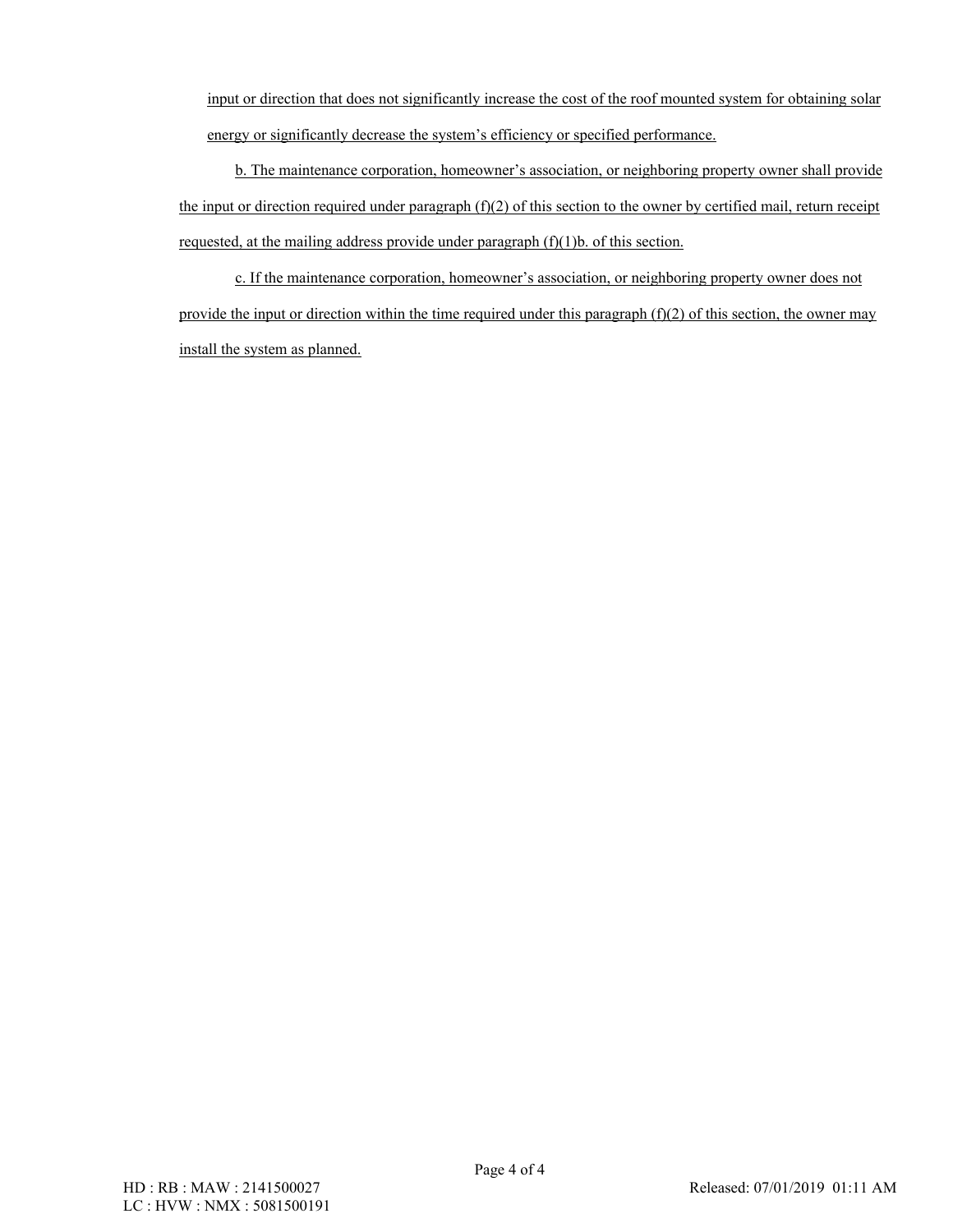input or direction that does not significantly increase the cost of the roof mounted system for obtaining solar energy or significantly decrease the system's efficiency or specified performance.

b. The maintenance corporation, homeowner's association, or neighboring property owner shall provide the input or direction required under paragraph (f)(2) of this section to the owner by certified mail, return receipt requested, at the mailing address provide under paragraph (f)(1)b. of this section.

c. If the maintenance corporation, homeowner's association, or neighboring property owner does not provide the input or direction within the time required under this paragraph (f)(2) of this section, the owner may install the system as planned.

HD : RB : MAW : 2141500027
LC : HVW : NMX : 5081500191

Released: 07/01/2019 01:11 AM